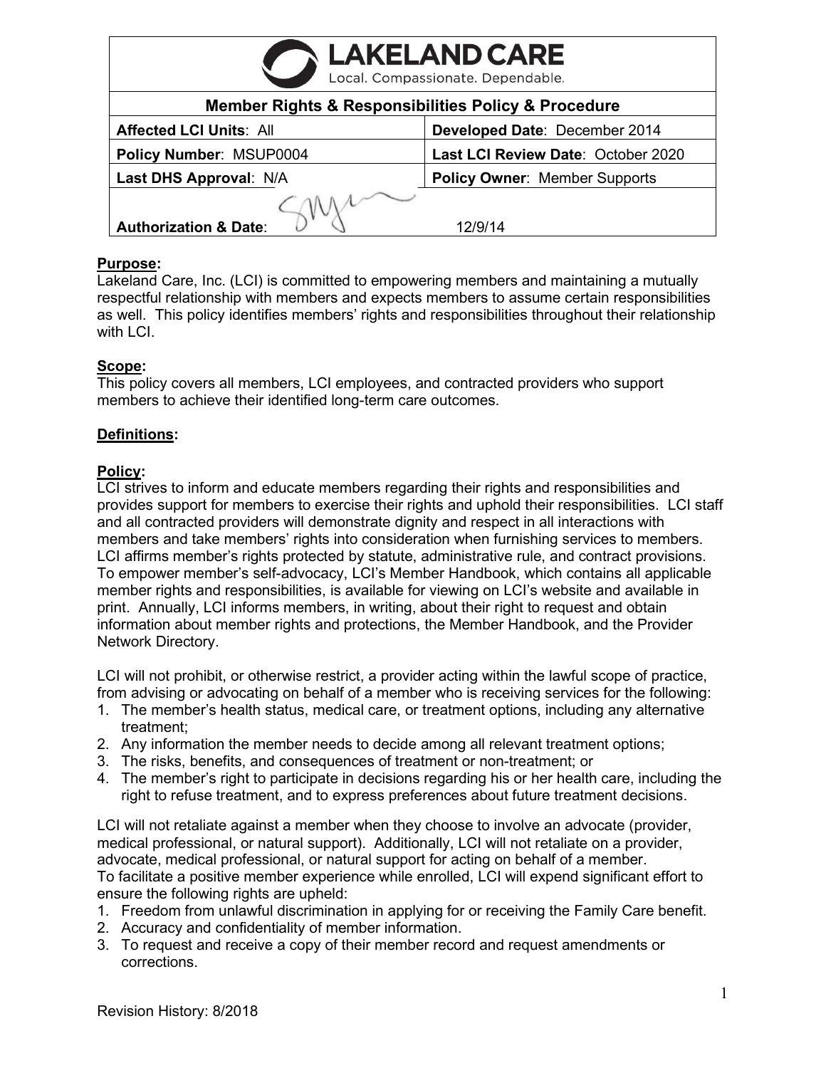| LAKELAND CARE Local. Compassionate. Dependable. | |
|---|---|
| **Member Rights & Responsibilities Policy & Procedure** | |
| **Affected LCI Units**: All | **Developed Date**: December 2014 |
| **Policy Number**: MSUP0004 | **Last LCI Review Date**: October 2020 |
| **Last DHS Approval**: N/A | **Policy Owner**: Member Supports |
| **Authorization & Date**: | 12/9/14 |

**Purpose:**
Lakeland Care, Inc. (LCI) is committed to empowering members and maintaining a mutually respectful relationship with members and expects members to assume certain responsibilities as well. This policy identifies members' rights and responsibilities throughout their relationship with LCI.

**Scope:**
This policy covers all members, LCI employees, and contracted providers who support members to achieve their identified long-term care outcomes.

**Definitions:**

**Policy:**
LCI strives to inform and educate members regarding their rights and responsibilities and provides support for members to exercise their rights and uphold their responsibilities. LCI staff and all contracted providers will demonstrate dignity and respect in all interactions with members and take members' rights into consideration when furnishing services to members. LCI affirms member's rights protected by statute, administrative rule, and contract provisions. To empower member's self-advocacy, LCI's Member Handbook, which contains all applicable member rights and responsibilities, is available for viewing on LCI's website and available in print. Annually, LCI informs members, in writing, about their right to request and obtain information about member rights and protections, the Member Handbook, and the Provider Network Directory.

LCI will not prohibit, or otherwise restrict, a provider acting within the lawful scope of practice, from advising or advocating on behalf of a member who is receiving services for the following:

1. The member's health status, medical care, or treatment options, including any alternative treatment;
2. Any information the member needs to decide among all relevant treatment options;
3. The risks, benefits, and consequences of treatment or non-treatment; or
4. The member's right to participate in decisions regarding his or her health care, including the right to refuse treatment, and to express preferences about future treatment decisions.

LCI will not retaliate against a member when they choose to involve an advocate (provider, medical professional, or natural support). Additionally, LCI will not retaliate on a provider, advocate, medical professional, or natural support for acting on behalf of a member.
To facilitate a positive member experience while enrolled, LCI will expend significant effort to ensure the following rights are upheld:

1. Freedom from unlawful discrimination in applying for or receiving the Family Care benefit.
2. Accuracy and confidentiality of member information.
3. To request and receive a copy of their member record and request amendments or corrections.

Revision History: 8/2018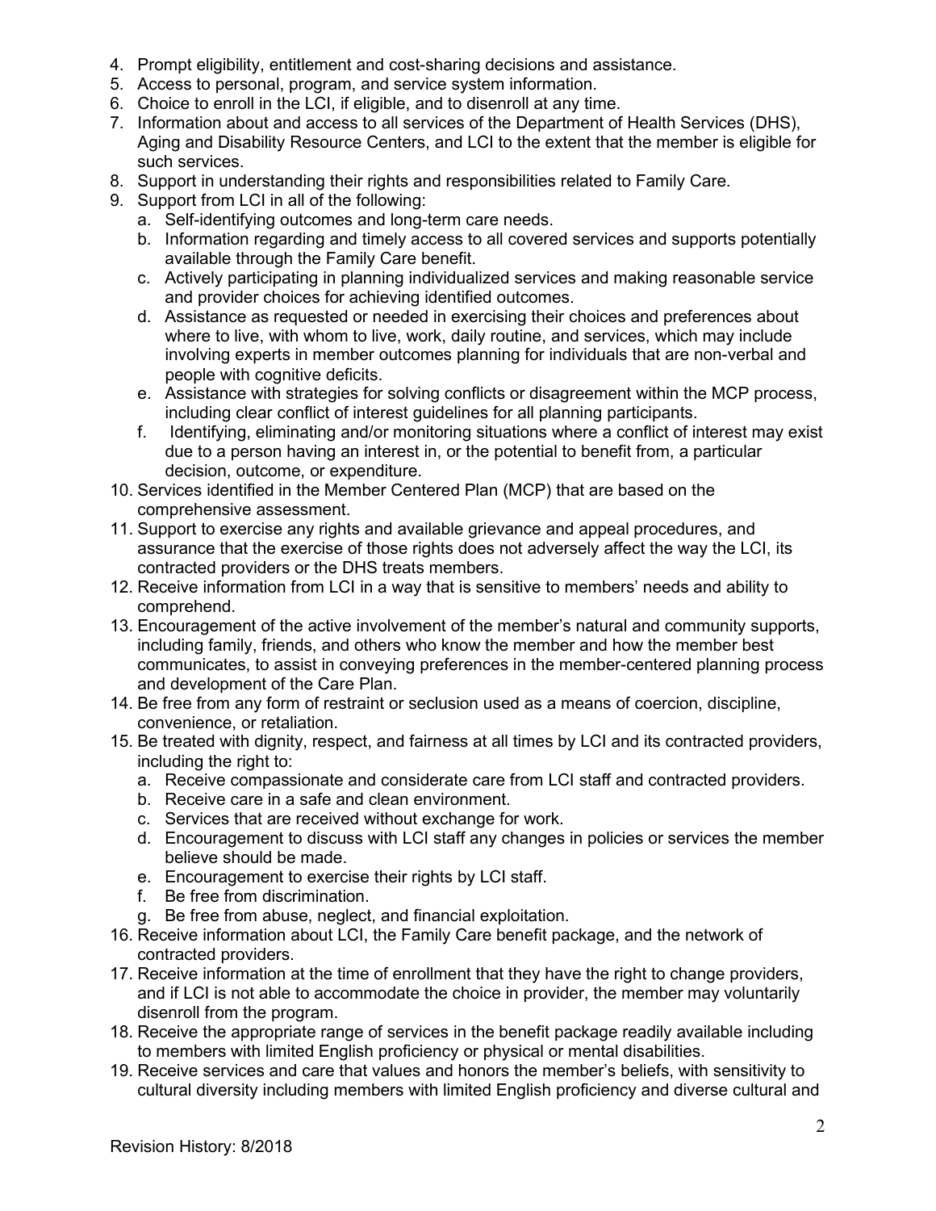4. Prompt eligibility, entitlement and cost-sharing decisions and assistance.
5. Access to personal, program, and service system information.
6. Choice to enroll in the LCI, if eligible, and to disenroll at any time.
7. Information about and access to all services of the Department of Health Services (DHS), Aging and Disability Resource Centers, and LCI to the extent that the member is eligible for such services.
8. Support in understanding their rights and responsibilities related to Family Care.
9. Support from LCI in all of the following:
   a. Self-identifying outcomes and long-term care needs.
   b. Information regarding and timely access to all covered services and supports potentially available through the Family Care benefit.
   c. Actively participating in planning individualized services and making reasonable service and provider choices for achieving identified outcomes.
   d. Assistance as requested or needed in exercising their choices and preferences about where to live, with whom to live, work, daily routine, and services, which may include involving experts in member outcomes planning for individuals that are non-verbal and people with cognitive deficits.
   e. Assistance with strategies for solving conflicts or disagreement within the MCP process, including clear conflict of interest guidelines for all planning participants.
   f. Identifying, eliminating and/or monitoring situations where a conflict of interest may exist due to a person having an interest in, or the potential to benefit from, a particular decision, outcome, or expenditure.
10. Services identified in the Member Centered Plan (MCP) that are based on the comprehensive assessment.
11. Support to exercise any rights and available grievance and appeal procedures, and assurance that the exercise of those rights does not adversely affect the way the LCI, its contracted providers or the DHS treats members.
12. Receive information from LCI in a way that is sensitive to members' needs and ability to comprehend.
13. Encouragement of the active involvement of the member's natural and community supports, including family, friends, and others who know the member and how the member best communicates, to assist in conveying preferences in the member-centered planning process and development of the Care Plan.
14. Be free from any form of restraint or seclusion used as a means of coercion, discipline, convenience, or retaliation.
15. Be treated with dignity, respect, and fairness at all times by LCI and its contracted providers, including the right to:
   a. Receive compassionate and considerate care from LCI staff and contracted providers.
   b. Receive care in a safe and clean environment.
   c. Services that are received without exchange for work.
   d. Encouragement to discuss with LCI staff any changes in policies or services the member believe should be made.
   e. Encouragement to exercise their rights by LCI staff.
   f. Be free from discrimination.
   g. Be free from abuse, neglect, and financial exploitation.
16. Receive information about LCI, the Family Care benefit package, and the network of contracted providers.
17. Receive information at the time of enrollment that they have the right to change providers, and if LCI is not able to accommodate the choice in provider, the member may voluntarily disenroll from the program.
18. Receive the appropriate range of services in the benefit package readily available including to members with limited English proficiency or physical or mental disabilities.
19. Receive services and care that values and honors the member's beliefs, with sensitivity to cultural diversity including members with limited English proficiency and diverse cultural and

Revision History: 8/2018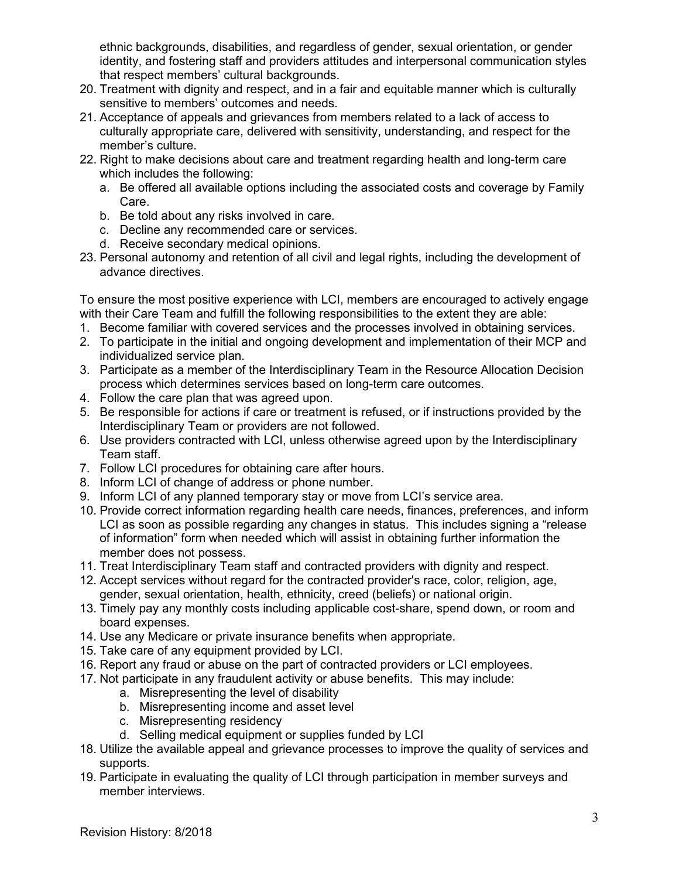ethnic backgrounds, disabilities, and regardless of gender, sexual orientation, or gender identity, and fostering staff and providers attitudes and interpersonal communication styles that respect members' cultural backgrounds.

20. Treatment with dignity and respect, and in a fair and equitable manner which is culturally sensitive to members' outcomes and needs.
21. Acceptance of appeals and grievances from members related to a lack of access to culturally appropriate care, delivered with sensitivity, understanding, and respect for the member's culture.
22. Right to make decisions about care and treatment regarding health and long-term care which includes the following:
    a. Be offered all available options including the associated costs and coverage by Family Care.
    b. Be told about any risks involved in care.
    c. Decline any recommended care or services.
    d. Receive secondary medical opinions.
23. Personal autonomy and retention of all civil and legal rights, including the development of advance directives.

To ensure the most positive experience with LCI, members are encouraged to actively engage with their Care Team and fulfill the following responsibilities to the extent they are able:

1. Become familiar with covered services and the processes involved in obtaining services.
2. To participate in the initial and ongoing development and implementation of their MCP and individualized service plan.
3. Participate as a member of the Interdisciplinary Team in the Resource Allocation Decision process which determines services based on long-term care outcomes.
4. Follow the care plan that was agreed upon.
5. Be responsible for actions if care or treatment is refused, or if instructions provided by the Interdisciplinary Team or providers are not followed.
6. Use providers contracted with LCI, unless otherwise agreed upon by the Interdisciplinary Team staff.
7. Follow LCI procedures for obtaining care after hours.
8. Inform LCI of change of address or phone number.
9. Inform LCI of any planned temporary stay or move from LCI's service area.
10. Provide correct information regarding health care needs, finances, preferences, and inform LCI as soon as possible regarding any changes in status. This includes signing a "release of information" form when needed which will assist in obtaining further information the member does not possess.
11. Treat Interdisciplinary Team staff and contracted providers with dignity and respect.
12. Accept services without regard for the contracted provider's race, color, religion, age, gender, sexual orientation, health, ethnicity, creed (beliefs) or national origin.
13. Timely pay any monthly costs including applicable cost-share, spend down, or room and board expenses.
14. Use any Medicare or private insurance benefits when appropriate.
15. Take care of any equipment provided by LCI.
16. Report any fraud or abuse on the part of contracted providers or LCI employees.
17. Not participate in any fraudulent activity or abuse benefits. This may include:
    a. Misrepresenting the level of disability
    b. Misrepresenting income and asset level
    c. Misrepresenting residency
    d. Selling medical equipment or supplies funded by LCI
18. Utilize the available appeal and grievance processes to improve the quality of services and supports.
19. Participate in evaluating the quality of LCI through participation in member surveys and member interviews.

Revision History: 8/2018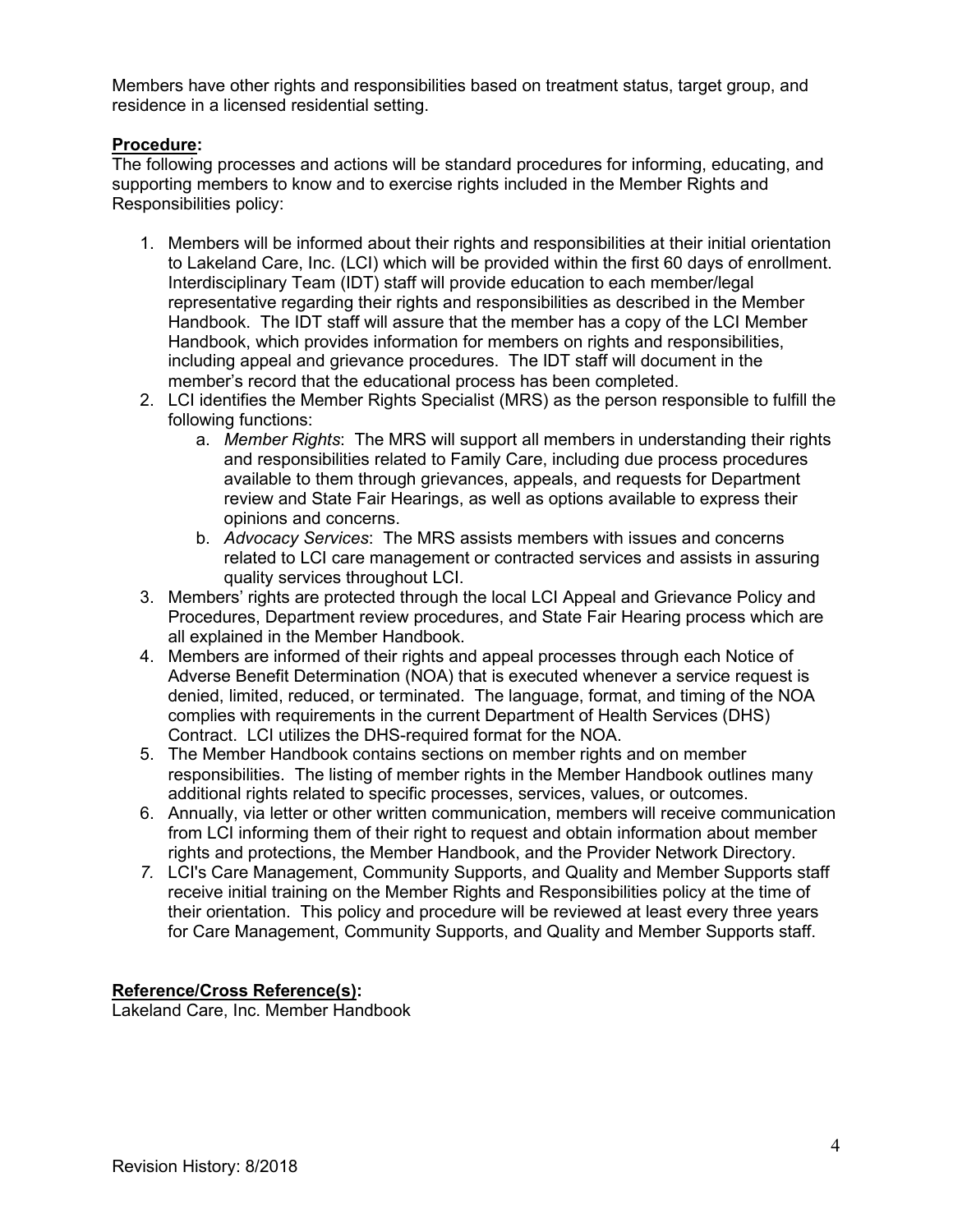Members have other rights and responsibilities based on treatment status, target group, and residence in a licensed residential setting.

**Procedure:**

The following processes and actions will be standard procedures for informing, educating, and supporting members to know and to exercise rights included in the Member Rights and Responsibilities policy:

1. Members will be informed about their rights and responsibilities at their initial orientation to Lakeland Care, Inc. (LCI) which will be provided within the first 60 days of enrollment. Interdisciplinary Team (IDT) staff will provide education to each member/legal representative regarding their rights and responsibilities as described in the Member Handbook. The IDT staff will assure that the member has a copy of the LCI Member Handbook, which provides information for members on rights and responsibilities, including appeal and grievance procedures. The IDT staff will document in the member's record that the educational process has been completed.
2. LCI identifies the Member Rights Specialist (MRS) as the person responsible to fulfill the following functions:
   a. *Member Rights*: The MRS will support all members in understanding their rights and responsibilities related to Family Care, including due process procedures available to them through grievances, appeals, and requests for Department review and State Fair Hearings, as well as options available to express their opinions and concerns.
   b. *Advocacy Services*: The MRS assists members with issues and concerns related to LCI care management or contracted services and assists in assuring quality services throughout LCI.
3. Members' rights are protected through the local LCI Appeal and Grievance Policy and Procedures, Department review procedures, and State Fair Hearing process which are all explained in the Member Handbook.
4. Members are informed of their rights and appeal processes through each Notice of Adverse Benefit Determination (NOA) that is executed whenever a service request is denied, limited, reduced, or terminated. The language, format, and timing of the NOA complies with requirements in the current Department of Health Services (DHS) Contract. LCI utilizes the DHS-required format for the NOA.
5. The Member Handbook contains sections on member rights and on member responsibilities. The listing of member rights in the Member Handbook outlines many additional rights related to specific processes, services, values, or outcomes.
6. Annually, via letter or other written communication, members will receive communication from LCI informing them of their right to request and obtain information about member rights and protections, the Member Handbook, and the Provider Network Directory.
7. LCI's Care Management, Community Supports, and Quality and Member Supports staff receive initial training on the Member Rights and Responsibilities policy at the time of their orientation. This policy and procedure will be reviewed at least every three years for Care Management, Community Supports, and Quality and Member Supports staff.

**Reference/Cross Reference(s):**

Lakeland Care, Inc. Member Handbook

Revision History: 8/2018